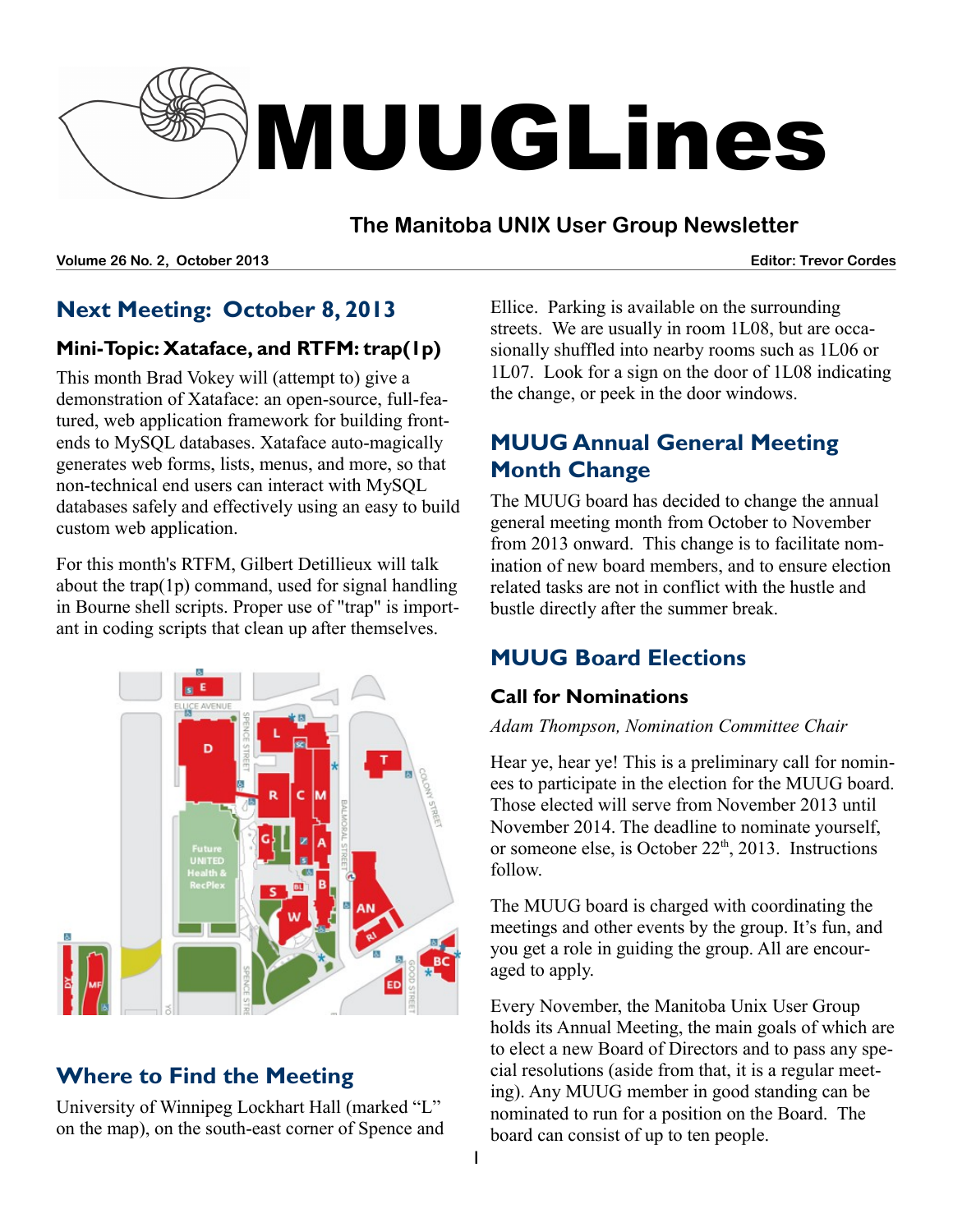# MUUGLines

## The Manitoba UNIX User Group Newsletter

**Volume 26 No. 2, October 2013** **Editor: Trevor Cordes**

## Next Meeting: October 8, 2013

### Mini-Topic: Xataface, and RTFM: trap(1p)

This month Brad Vokey will (attempt to) give a demonstration of Xataface: an open-source, full-featured, web application framework for building front-ends to MySQL databases. Xataface auto-magically generates web forms, lists, menus, and more, so that non-technical end users can interact with MySQL databases safely and effectively using an easy to build custom web application.

For this month's RTFM, Gilbert Detillieux will talk about the trap(1p) command, used for signal handling in Bourne shell scripts. Proper use of "trap" is important in coding scripts that clean up after themselves.

## Where to Find the Meeting

University of Winnipeg Lockhart Hall (marked "L" on the map), on the south-east corner of Spence and Ellice. Parking is available on the surrounding streets. We are usually in room 1L08, but are occasionally shuffled into nearby rooms such as 1L06 or 1L07. Look for a sign on the door of 1L08 indicating the change, or peek in the door windows.

## MUUG Annual General Meeting Month Change

The MUUG board has decided to change the annual general meeting month from October to November from 2013 onward. This change is to facilitate nomination of new board members, and to ensure election related tasks are not in conflict with the hustle and bustle directly after the summer break.

## MUUG Board Elections

### Call for Nominations

*Adam Thompson, Nomination Committee Chair*

Hear ye, hear ye! This is a preliminary call for nominees to participate in the election for the MUUG board. Those elected will serve from November 2013 until November 2014. The deadline to nominate yourself, or someone else, is October 22th, 2013. Instructions follow.

The MUUG board is charged with coordinating the meetings and other events by the group. It's fun, and you get a role in guiding the group. All are encouraged to apply.

Every November, the Manitoba Unix User Group holds its Annual Meeting, the main goals of which are to elect a new Board of Directors and to pass any special resolutions (aside from that, it is a regular meeting). Any MUUG member in good standing can be nominated to run for a position on the Board. The board can consist of up to ten people.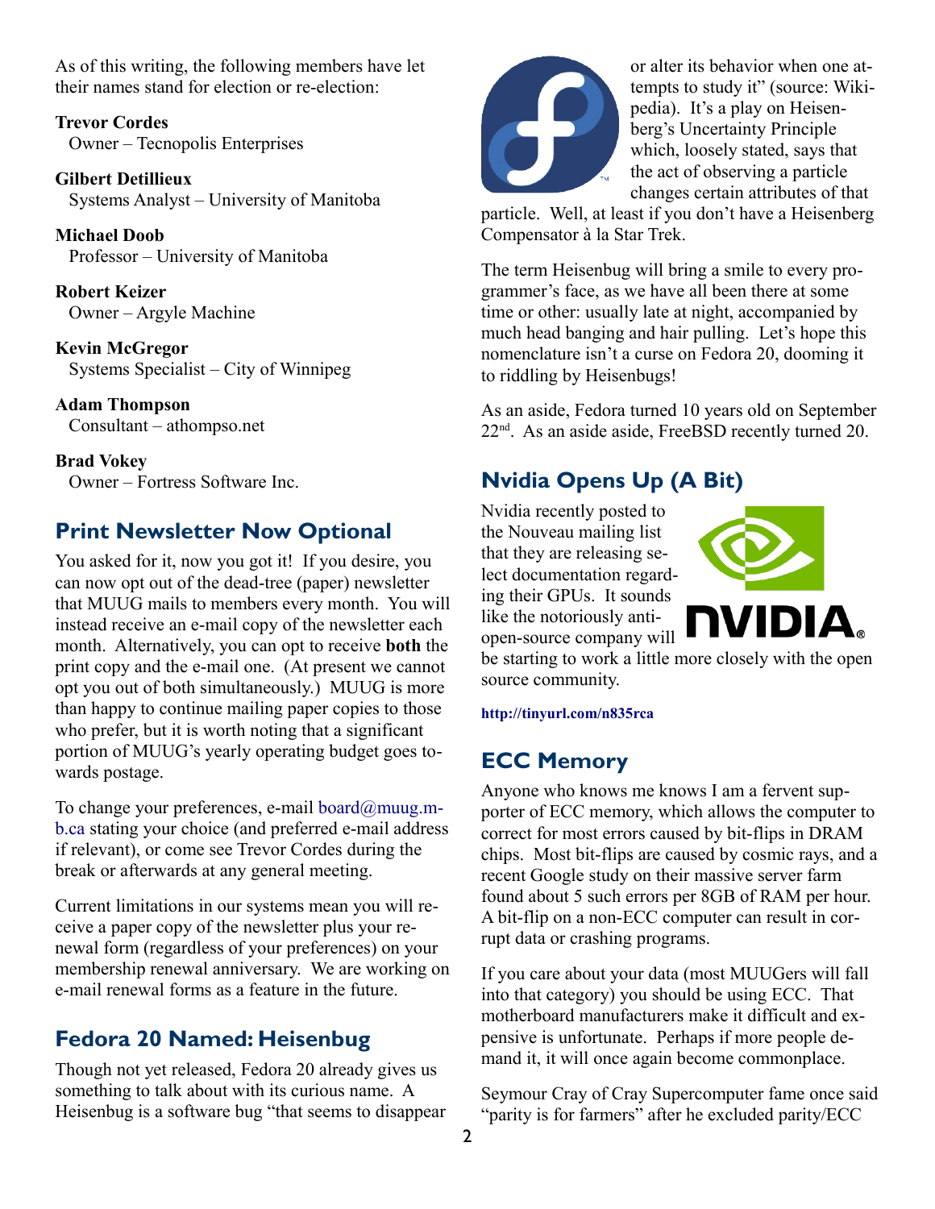As of this writing, the following members have let their names stand for election or re-election:

**Trevor Cordes**
Owner – Tecnopolis Enterprises

**Gilbert Detillieux**
Systems Analyst – University of Manitoba

**Michael Doob**
Professor – University of Manitoba

**Robert Keizer**
Owner – Argyle Machine

**Kevin McGregor**
Systems Specialist – City of Winnipeg

**Adam Thompson**
Consultant – athompso.net

**Brad Vokey**
Owner – Fortress Software Inc.

## Print Newsletter Now Optional

You asked for it, now you got it! If you desire, you can now opt out of the dead-tree (paper) newsletter that MUUG mails to members every month. You will instead receive an e-mail copy of the newsletter each month. Alternatively, you can opt to receive **both** the print copy and the e-mail one. (At present we cannot opt you out of both simultaneously.) MUUG is more than happy to continue mailing paper copies to those who prefer, but it is worth noting that a significant portion of MUUG's yearly operating budget goes towards postage.

To change your preferences, e-mail board@muug.mb.ca stating your choice (and preferred e-mail address if relevant), or come see Trevor Cordes during the break or afterwards at any general meeting.

Current limitations in our systems mean you will receive a paper copy of the newsletter plus your renewal form (regardless of your preferences) on your membership renewal anniversary. We are working on e-mail renewal forms as a feature in the future.

## Fedora 20 Named: Heisenbug

Though not yet released, Fedora 20 already gives us something to talk about with its curious name. A Heisenbug is a software bug "that seems to disappear or alter its behavior when one attempts to study it" (source: Wikipedia). It's a play on Heisenberg's Uncertainty Principle which, loosely stated, says that the act of observing a particle changes certain attributes of that particle. Well, at least if you don't have a Heisenberg Compensator à la Star Trek.

The term Heisenbug will bring a smile to every programmer's face, as we have all been there at some time or other: usually late at night, accompanied by much head banging and hair pulling. Let's hope this nomenclature isn't a curse on Fedora 20, dooming it to riddling by Heisenbugs!

As an aside, Fedora turned 10 years old on September 22nd. As an aside aside, FreeBSD recently turned 20.

## Nvidia Opens Up (A Bit)

Nvidia recently posted to the Nouveau mailing list that they are releasing select documentation regarding their GPUs. It sounds like the notoriously anti-open-source company will be starting to work a little more closely with the open source community.

**http://tinyurl.com/n835rca**

## ECC Memory

Anyone who knows me knows I am a fervent supporter of ECC memory, which allows the computer to correct for most errors caused by bit-flips in DRAM chips. Most bit-flips are caused by cosmic rays, and a recent Google study on their massive server farm found about 5 such errors per 8GB of RAM per hour. A bit-flip on a non-ECC computer can result in corrupt data or crashing programs.

If you care about your data (most MUUGers will fall into that category) you should be using ECC. That motherboard manufacturers make it difficult and expensive is unfortunate. Perhaps if more people demand it, it will once again become commonplace.

Seymour Cray of Cray Supercomputer fame once said "parity is for farmers" after he excluded parity/ECC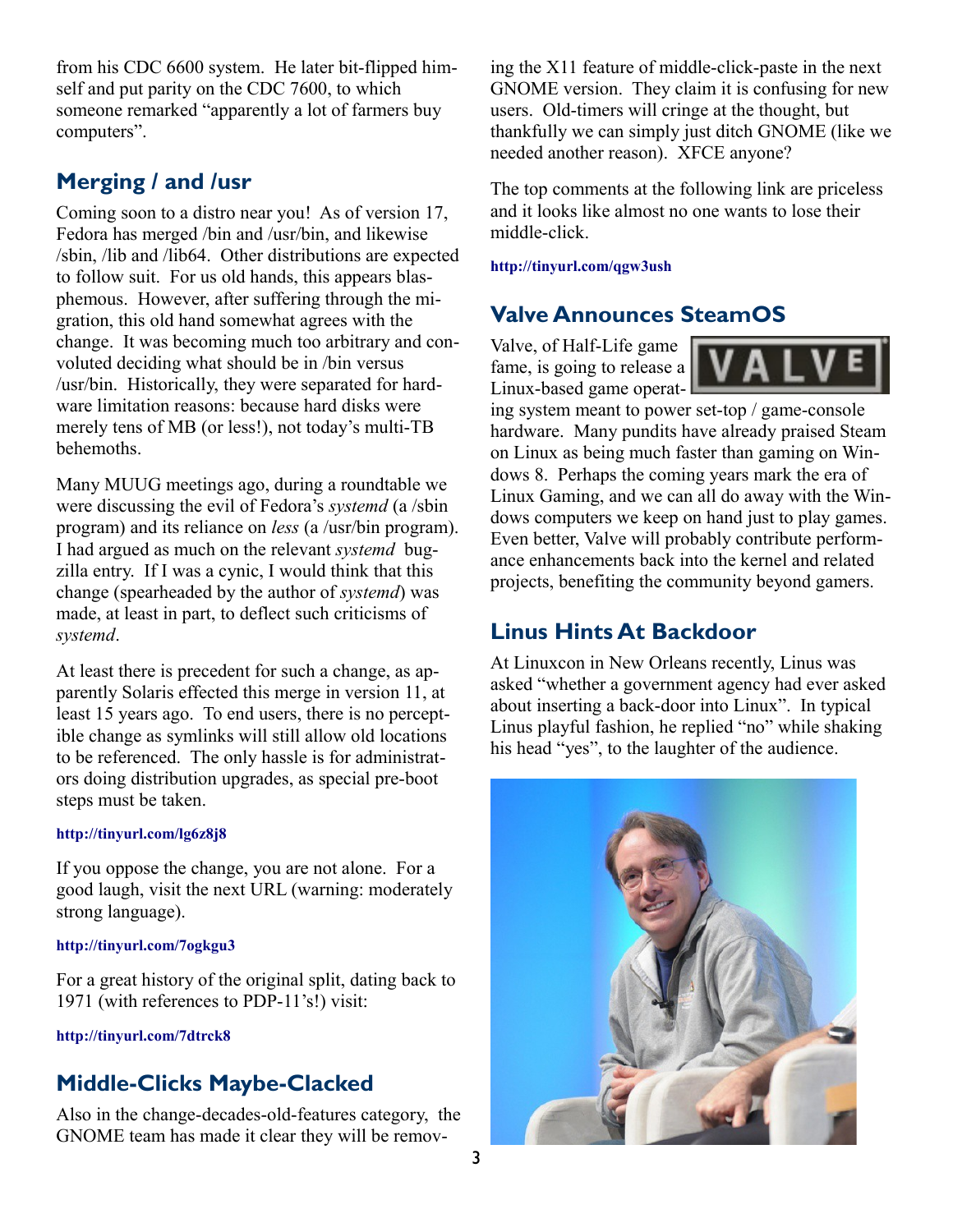from his CDC 6600 system. He later bit-flipped himself and put parity on the CDC 7600, to which someone remarked "apparently a lot of farmers buy computers".

## Merging / and /usr

Coming soon to a distro near you! As of version 17, Fedora has merged /bin and /usr/bin, and likewise /sbin, /lib and /lib64. Other distributions are expected to follow suit. For us old hands, this appears blasphemous. However, after suffering through the migration, this old hand somewhat agrees with the change. It was becoming much too arbitrary and convoluted deciding what should be in /bin versus /usr/bin. Historically, they were separated for hardware limitation reasons: because hard disks were merely tens of MB (or less!), not today's multi-TB behemoths.

Many MUUG meetings ago, during a roundtable we were discussing the evil of Fedora's *systemd* (a /sbin program) and its reliance on *less* (a /usr/bin program). I had argued as much on the relevant *systemd* bugzilla entry. If I was a cynic, I would think that this change (spearheaded by the author of *systemd*) was made, at least in part, to deflect such criticisms of *systemd*.

At least there is precedent for such a change, as apparently Solaris effected this merge in version 11, at least 15 years ago. To end users, there is no perceptible change as symlinks will still allow old locations to be referenced. The only hassle is for administrators doing distribution upgrades, as special pre-boot steps must be taken.

**http://tinyurl.com/lg6z8j8**

If you oppose the change, you are not alone. For a good laugh, visit the next URL (warning: moderately strong language).

**http://tinyurl.com/7ogkgu3**

For a great history of the original split, dating back to 1971 (with references to PDP-11's!) visit:

**http://tinyurl.com/7dtrck8**

## Middle-Clicks Maybe-Clacked

Also in the change-decades-old-features category, the GNOME team has made it clear they will be removing the X11 feature of middle-click-paste in the next GNOME version. They claim it is confusing for new users. Old-timers will cringe at the thought, but thankfully we can simply just ditch GNOME (like we needed another reason). XFCE anyone?

The top comments at the following link are priceless and it looks like almost no one wants to lose their middle-click.

**http://tinyurl.com/qgw3ush**

## Valve Announces SteamOS

Valve, of Half-Life game fame, is going to release a Linux-based game operating system meant to power set-top / game-console hardware. Many pundits have already praised Steam on Linux as being much faster than gaming on Windows 8. Perhaps the coming years mark the era of Linux Gaming, and we can all do away with the Windows computers we keep on hand just to play games. Even better, Valve will probably contribute performance enhancements back into the kernel and related projects, benefiting the community beyond gamers.

## Linus Hints At Backdoor

At Linuxcon in New Orleans recently, Linus was asked "whether a government agency had ever asked about inserting a back-door into Linux". In typical Linus playful fashion, he replied "no" while shaking his head "yes", to the laughter of the audience.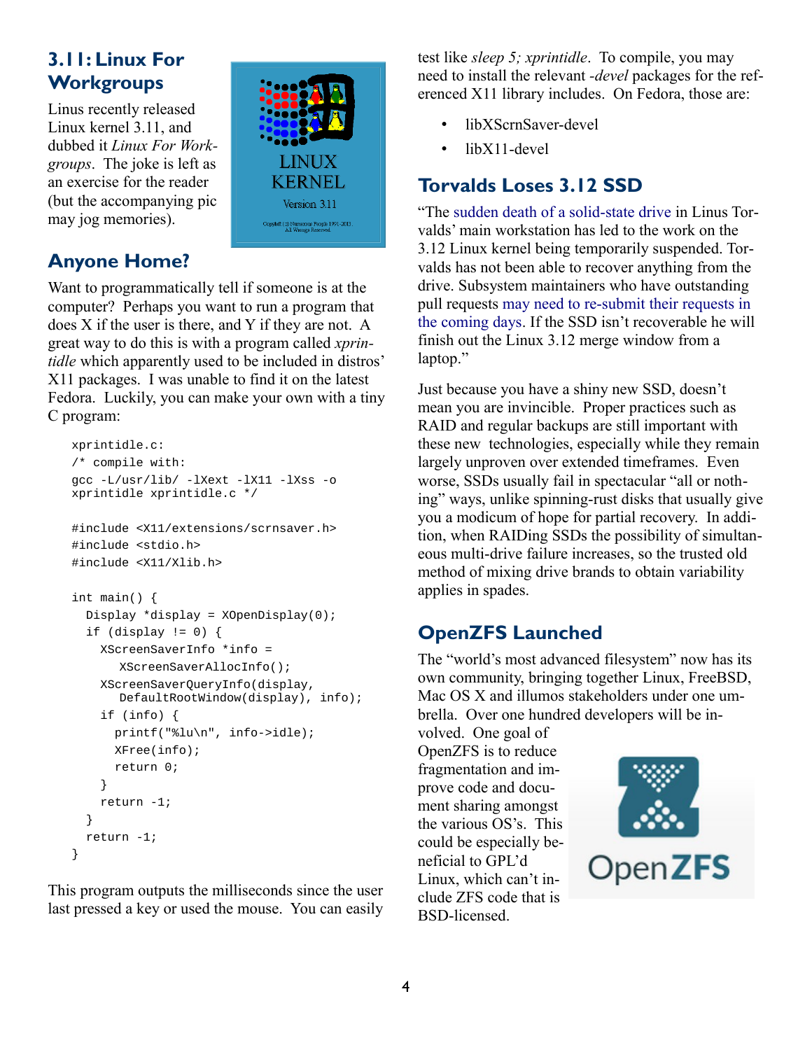## 3.11: Linux For Workgroups

Linus recently released Linux kernel 3.11, and dubbed it *Linux For Workgroups*. The joke is left as an exercise for the reader (but the accompanying pic may jog memories).

## Anyone Home?

Want to programmatically tell if someone is at the computer? Perhaps you want to run a program that does X if the user is there, and Y if they are not. A great way to do this is with a program called *xprintidle* which apparently used to be included in distros' X11 packages. I was unable to find it on the latest Fedora. Luckily, you can make your own with a tiny C program:

```
xprintidle.c:
/* compile with:
gcc -L/usr/lib/ -lXext -lX11 -lXss -o
xprintidle xprintidle.c */

#include <X11/extensions/scrnsaver.h>
#include <stdio.h>
#include <X11/Xlib.h>

int main() {
  Display *display = XOpenDisplay(0);
  if (display != 0) {
    XScreenSaverInfo *info =
       XScreenSaverAllocInfo();
    XScreenSaverQueryInfo(display,
       DefaultRootWindow(display), info);
    if (info) {
      printf("%lu\n", info->idle);
      XFree(info);
      return 0;
    }
    return -1;
  }
  return -1;
}
```

This program outputs the milliseconds since the user last pressed a key or used the mouse. You can easily test like *sleep 5; xprintidle*. To compile, you may need to install the relevant *-devel* packages for the referenced X11 library includes. On Fedora, those are:

- libXScrnSaver-devel
- libX11-devel

## Torvalds Loses 3.12 SSD

"The sudden death of a solid-state drive in Linus Torvalds' main workstation has led to the work on the 3.12 Linux kernel being temporarily suspended. Torvalds has not been able to recover anything from the drive. Subsystem maintainers who have outstanding pull requests may need to re-submit their requests in the coming days. If the SSD isn't recoverable he will finish out the Linux 3.12 merge window from a laptop."

Just because you have a shiny new SSD, doesn't mean you are invincible. Proper practices such as RAID and regular backups are still important with these new technologies, especially while they remain largely unproven over extended timeframes. Even worse, SSDs usually fail in spectacular "all or nothing" ways, unlike spinning-rust disks that usually give you a modicum of hope for partial recovery. In addition, when RAIDing SSDs the possibility of simultaneous multi-drive failure increases, so the trusted old method of mixing drive brands to obtain variability applies in spades.

## OpenZFS Launched

The "world's most advanced filesystem" now has its own community, bringing together Linux, FreeBSD, Mac OS X and illumos stakeholders under one umbrella. Over one hundred developers will be involved. One goal of OpenZFS is to reduce fragmentation and improve code and document sharing amongst the various OS's. This could be especially beneficial to GPL'd Linux, which can't include ZFS code that is BSD-licensed.